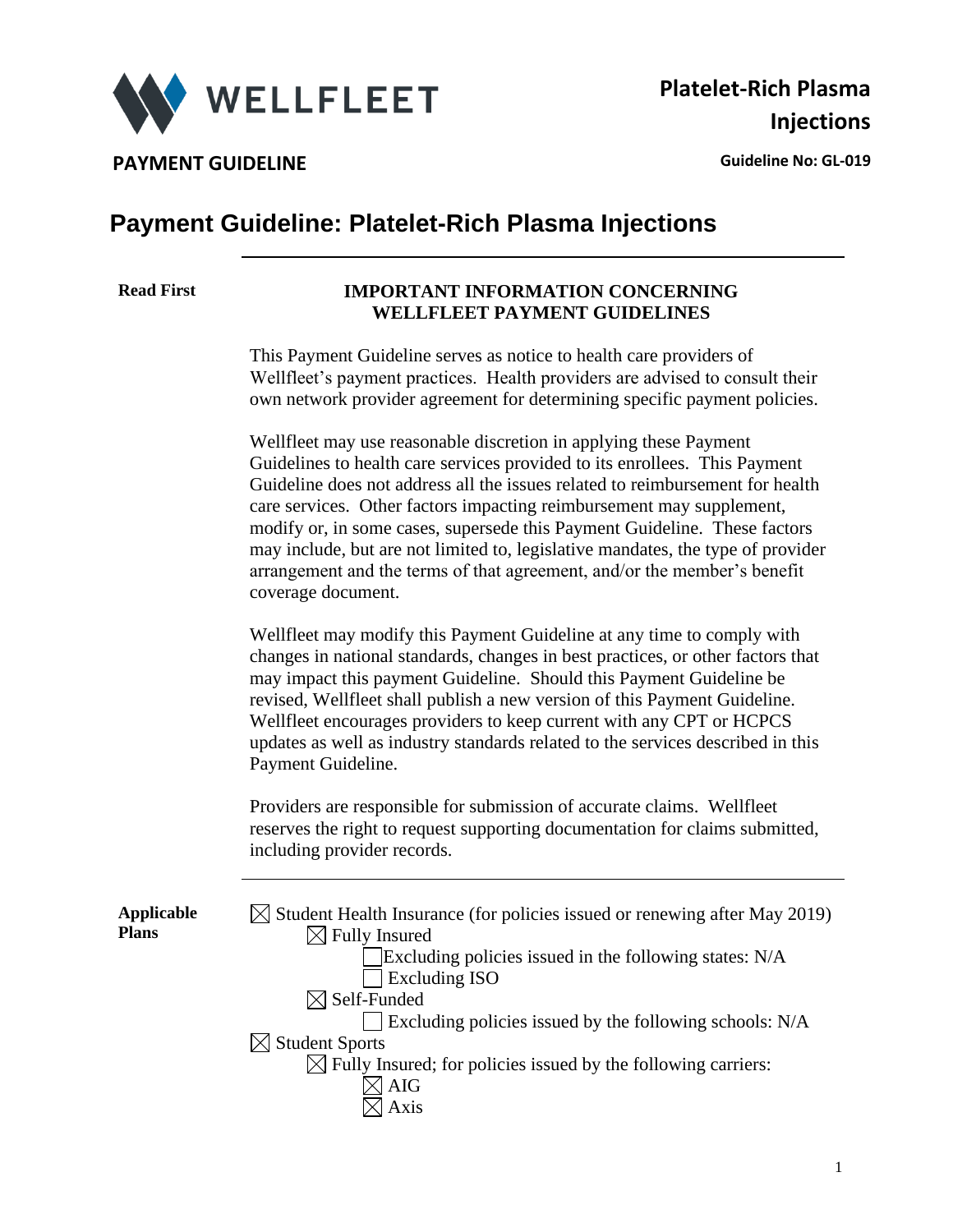**WELLFLEET**

**PAYMENT GUIDELINE**

**Platelet-Rich Plasma Injections**

**Guideline No: GL-019**

# Payment Guideline: Platelet-Rich Plasma Injections

**Read First**

**IMPORTANT INFORMATION CONCERNING WELLFLEET PAYMENT GUIDELINES**

This Payment Guideline serves as notice to health care providers of Wellfleet's payment practices. Health providers are advised to consult their own network provider agreement for determining specific payment policies.

Wellfleet may use reasonable discretion in applying these Payment Guidelines to health care services provided to its enrollees. This Payment Guideline does not address all the issues related to reimbursement for health care services. Other factors impacting reimbursement may supplement, modify or, in some cases, supersede this Payment Guideline. These factors may include, but are not limited to, legislative mandates, the type of provider arrangement and the terms of that agreement, and/or the member's benefit coverage document.

Wellfleet may modify this Payment Guideline at any time to comply with changes in national standards, changes in best practices, or other factors that may impact this payment Guideline. Should this Payment Guideline be revised, Wellfleet shall publish a new version of this Payment Guideline. Wellfleet encourages providers to keep current with any CPT or HCPCS updates as well as industry standards related to the services described in this Payment Guideline.

Providers are responsible for submission of accurate claims. Wellfleet reserves the right to request supporting documentation for claims submitted, including provider records.

---

**Applicable Plans**

- ☒ Student Health Insurance (for policies issued or renewing after May 2019)
  - ☒ Fully Insured
    - ☐ Excluding policies issued in the following states: N/A
    - ☐ Excluding ISO
  - ☒ Self-Funded
    - ☐ Excluding policies issued by the following schools: N/A
- ☒ Student Sports
  - ☒ Fully Insured; for policies issued by the following carriers:
    - ☒ AIG
    - ☒ Axis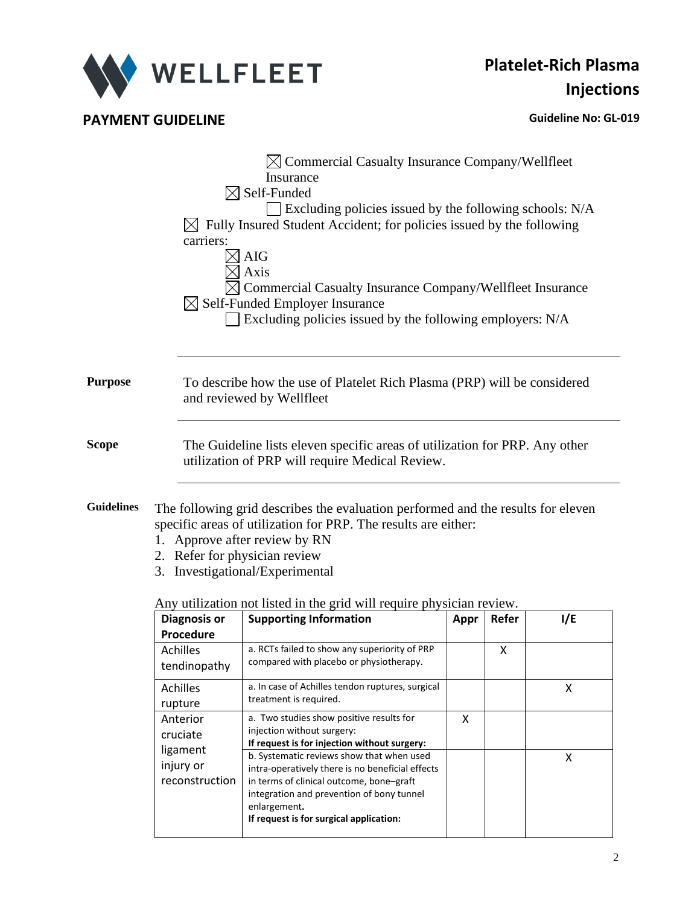☒ Commercial Casualty Insurance Company/Wellfleet Insurance

☒ Self-Funded

☐ Excluding policies issued by the following schools: N/A

☒ Fully Insured Student Accident; for policies issued by the following carriers:

☒ AIG

☒ Axis

☒ Commercial Casualty Insurance Company/Wellfleet Insurance

☒ Self-Funded Employer Insurance

☐ Excluding policies issued by the following employers: N/A

---

**Purpose**

To describe how the use of Platelet Rich Plasma (PRP) will be considered and reviewed by Wellfleet

---

**Scope**

The Guideline lists eleven specific areas of utilization for PRP. Any other utilization of PRP will require Medical Review.

---

**Guidelines**

The following grid describes the evaluation performed and the results for eleven specific areas of utilization for PRP. The results are either:

1. Approve after review by RN
2. Refer for physician review
3. Investigational/Experimental

Any utilization not listed in the grid will require physician review.

| Diagnosis or Procedure | Supporting Information | Appr | Refer | I/E |
|---|---|---|---|---|
| Achilles tendinopathy | a. RCTs failed to show any superiority of PRP compared with placebo or physiotherapy. | | X | |
| Achilles rupture | a. In case of Achilles tendon ruptures, surgical treatment is required. | | | X |
| Anterior cruciate ligament injury or reconstruction | a. Two studies show positive results for injection without surgery: **If request is for injection without surgery:** | X | | |
| | b. Systematic reviews show that when used intra-operatively there is no beneficial effects in terms of clinical outcome, bone–graft integration and prevention of bony tunnel enlargement. **If request is for surgical application:** | | | X |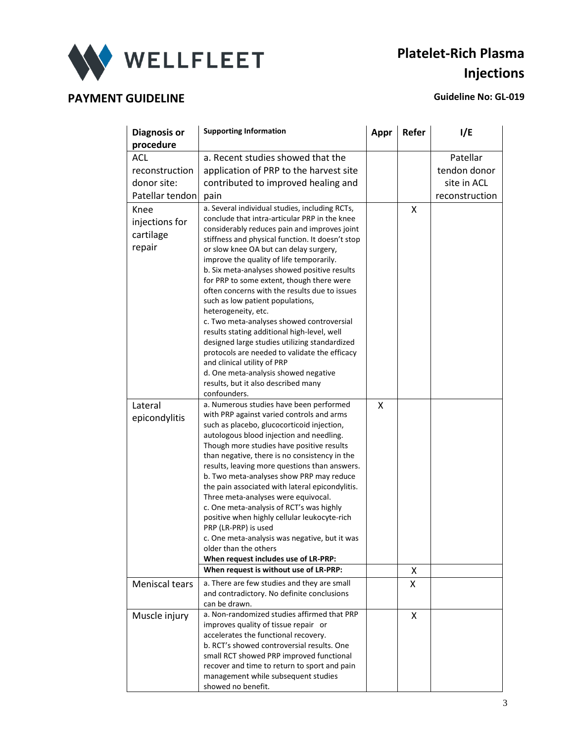| Diagnosis or procedure | Supporting Information | Appr | Refer | I/E |
|---|---|---|---|---|
| ACL reconstruction donor site: Patellar tendon | a. Recent studies showed that the application of PRP to the harvest site contributed to improved healing and pain | | | Patellar tendon donor site in ACL reconstruction |
| Knee injections for cartilage repair | a. Several individual studies, including RCTs, conclude that intra-articular PRP in the knee considerably reduces pain and improves joint stiffness and physical function. It doesn't stop or slow knee OA but can delay surgery, improve the quality of life temporarily.<br>b. Six meta-analyses showed positive results for PRP to some extent, though there were often concerns with the results due to issues such as low patient populations, heterogeneity, etc.<br>c. Two meta-analyses showed controversial results stating additional high-level, well designed large studies utilizing standardized protocols are needed to validate the efficacy and clinical utility of PRP<br>d. One meta-analysis showed negative results, but it also described many confounders. | | X | |
| Lateral epicondylitis | a. Numerous studies have been performed with PRP against varied controls and arms such as placebo, glucocorticoid injection, autologous blood injection and needling. Though more studies have positive results than negative, there is no consistency in the results, leaving more questions than answers.<br>b. Two meta-analyses show PRP may reduce the pain associated with lateral epicondylitis. Three meta-analyses were equivocal.<br>c. One meta-analysis of RCT's was highly positive when highly cellular leukocyte-rich PRP (LR-PRP) is used<br>c. One meta-analysis was negative, but it was older than the others<br>**When request includes use of LR-PRP:** | X | | |
| | **When request is without use of LR-PRP:** | | X | |
| Meniscal tears | a. There are few studies and they are small and contradictory. No definite conclusions can be drawn. | | X | |
| Muscle injury | a. Non-randomized studies affirmed that PRP improves quality of tissue repair or accelerates the functional recovery.<br>b. RCT's showed controversial results. One small RCT showed PRP improved functional recover and time to return to sport and pain management while subsequent studies showed no benefit. | | X | |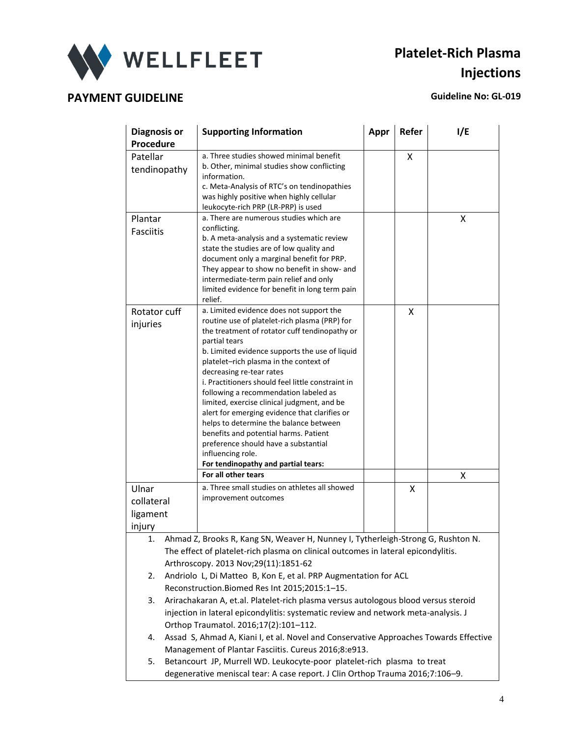| Diagnosis or Procedure | Supporting Information | Appr | Refer | I/E |
|---|---|---|---|---|
| Patellar tendinopathy | a. Three studies showed minimal benefit<br>b. Other, minimal studies show conflicting information.<br>c. Meta-Analysis of RTC's on tendinopathies was highly positive when highly cellular leukocyte-rich PRP (LR-PRP) is used | | X | |
| Plantar Fasciitis | a. There are numerous studies which are conflicting.<br>b. A meta-analysis and a systematic review state the studies are of low quality and document only a marginal benefit for PRP. They appear to show no benefit in show- and intermediate-term pain relief and only limited evidence for benefit in long term pain relief. | | | X |
| Rotator cuff injuries | a. Limited evidence does not support the routine use of platelet-rich plasma (PRP) for the treatment of rotator cuff tendinopathy or partial tears<br>b. Limited evidence supports the use of liquid platelet–rich plasma in the context of decreasing re-tear rates<br>i. Practitioners should feel little constraint in following a recommendation labeled as limited, exercise clinical judgment, and be alert for emerging evidence that clarifies or helps to determine the balance between benefits and potential harms. Patient preference should have a substantial influencing role.<br>**For tendinopathy and partial tears:** | | X | |
| | **For all other tears** | | | X |
| Ulnar collateral ligament injury | a. Three small studies on athletes all showed improvement outcomes | | X | |

1. Ahmad Z, Brooks R, Kang SN, Weaver H, Nunney I, Tytherleigh-Strong G, Rushton N. The effect of platelet-rich plasma on clinical outcomes in lateral epicondylitis. Arthroscopy. 2013 Nov;29(11):1851-62
2. Andriolo L, Di Matteo B, Kon E, et al. PRP Augmentation for ACL Reconstruction.Biomed Res Int 2015;2015:1–15.
3. Arirachakaran A, et.al. Platelet-rich plasma versus autologous blood versus steroid injection in lateral epicondylitis: systematic review and network meta-analysis. J Orthop Traumatol. 2016;17(2):101–112.
4. Assad S, Ahmad A, Kiani I, et al. Novel and Conservative Approaches Towards Effective Management of Plantar Fasciitis. Cureus 2016;8:e913.
5. Betancourt JP, Murrell WD. Leukocyte-poor platelet-rich plasma to treat degenerative meniscal tear: A case report. J Clin Orthop Trauma 2016;7:106–9.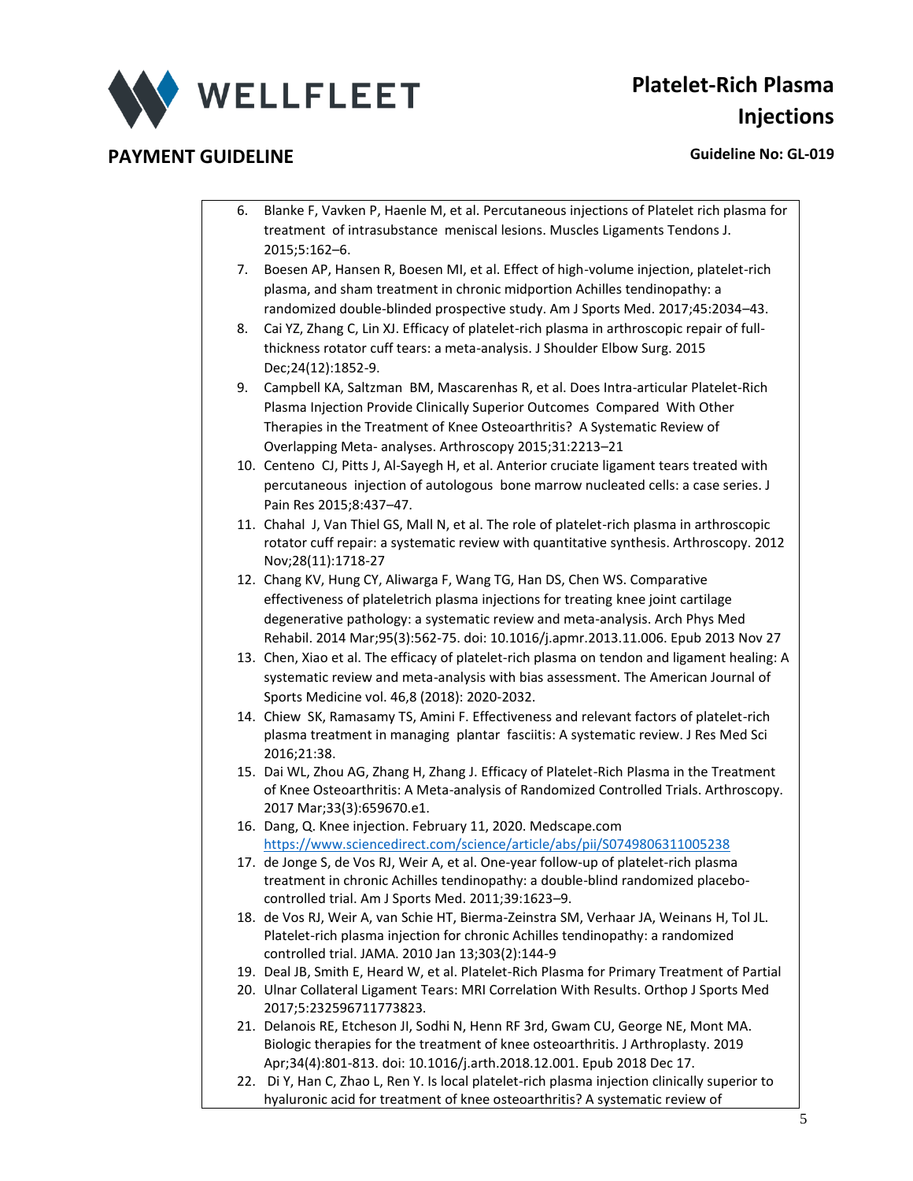6. Blanke F, Vavken P, Haenle M, et al. Percutaneous injections of Platelet rich plasma for treatment of intrasubstance meniscal lesions. Muscles Ligaments Tendons J. 2015;5:162–6.
7. Boesen AP, Hansen R, Boesen MI, et al. Effect of high-volume injection, platelet-rich plasma, and sham treatment in chronic midportion Achilles tendinopathy: a randomized double-blinded prospective study. Am J Sports Med. 2017;45:2034–43.
8. Cai YZ, Zhang C, Lin XJ. Efficacy of platelet-rich plasma in arthroscopic repair of full-thickness rotator cuff tears: a meta-analysis. J Shoulder Elbow Surg. 2015 Dec;24(12):1852-9.
9. Campbell KA, Saltzman BM, Mascarenhas R, et al. Does Intra-articular Platelet-Rich Plasma Injection Provide Clinically Superior Outcomes Compared With Other Therapies in the Treatment of Knee Osteoarthritis? A Systematic Review of Overlapping Meta- analyses. Arthroscopy 2015;31:2213–21
10. Centeno CJ, Pitts J, Al-Sayegh H, et al. Anterior cruciate ligament tears treated with percutaneous injection of autologous bone marrow nucleated cells: a case series. J Pain Res 2015;8:437–47.
11. Chahal J, Van Thiel GS, Mall N, et al. The role of platelet-rich plasma in arthroscopic rotator cuff repair: a systematic review with quantitative synthesis. Arthroscopy. 2012 Nov;28(11):1718-27
12. Chang KV, Hung CY, Aliwarga F, Wang TG, Han DS, Chen WS. Comparative effectiveness of plateletrich plasma injections for treating knee joint cartilage degenerative pathology: a systematic review and meta-analysis. Arch Phys Med Rehabil. 2014 Mar;95(3):562-75. doi: 10.1016/j.apmr.2013.11.006. Epub 2013 Nov 27
13. Chen, Xiao et al. The efficacy of platelet-rich plasma on tendon and ligament healing: A systematic review and meta-analysis with bias assessment. The American Journal of Sports Medicine vol. 46,8 (2018): 2020-2032.
14. Chiew SK, Ramasamy TS, Amini F. Effectiveness and relevant factors of platelet-rich plasma treatment in managing plantar fasciitis: A systematic review. J Res Med Sci 2016;21:38.
15. Dai WL, Zhou AG, Zhang H, Zhang J. Efficacy of Platelet-Rich Plasma in the Treatment of Knee Osteoarthritis: A Meta-analysis of Randomized Controlled Trials. Arthroscopy. 2017 Mar;33(3):659670.e1.
16. Dang, Q. Knee injection. February 11, 2020. Medscape.com https://www.sciencedirect.com/science/article/abs/pii/S0749806311005238
17. de Jonge S, de Vos RJ, Weir A, et al. One-year follow-up of platelet-rich plasma treatment in chronic Achilles tendinopathy: a double-blind randomized placebo-controlled trial. Am J Sports Med. 2011;39:1623–9.
18. de Vos RJ, Weir A, van Schie HT, Bierma-Zeinstra SM, Verhaar JA, Weinans H, Tol JL. Platelet-rich plasma injection for chronic Achilles tendinopathy: a randomized controlled trial. JAMA. 2010 Jan 13;303(2):144-9
19. Deal JB, Smith E, Heard W, et al. Platelet-Rich Plasma for Primary Treatment of Partial
20. Ulnar Collateral Ligament Tears: MRI Correlation With Results. Orthop J Sports Med 2017;5:232596711773823.
21. Delanois RE, Etcheson JI, Sodhi N, Henn RF 3rd, Gwam CU, George NE, Mont MA. Biologic therapies for the treatment of knee osteoarthritis. J Arthroplasty. 2019 Apr;34(4):801-813. doi: 10.1016/j.arth.2018.12.001. Epub 2018 Dec 17.
22. Di Y, Han C, Zhao L, Ren Y. Is local platelet-rich plasma injection clinically superior to hyaluronic acid for treatment of knee osteoarthritis? A systematic review of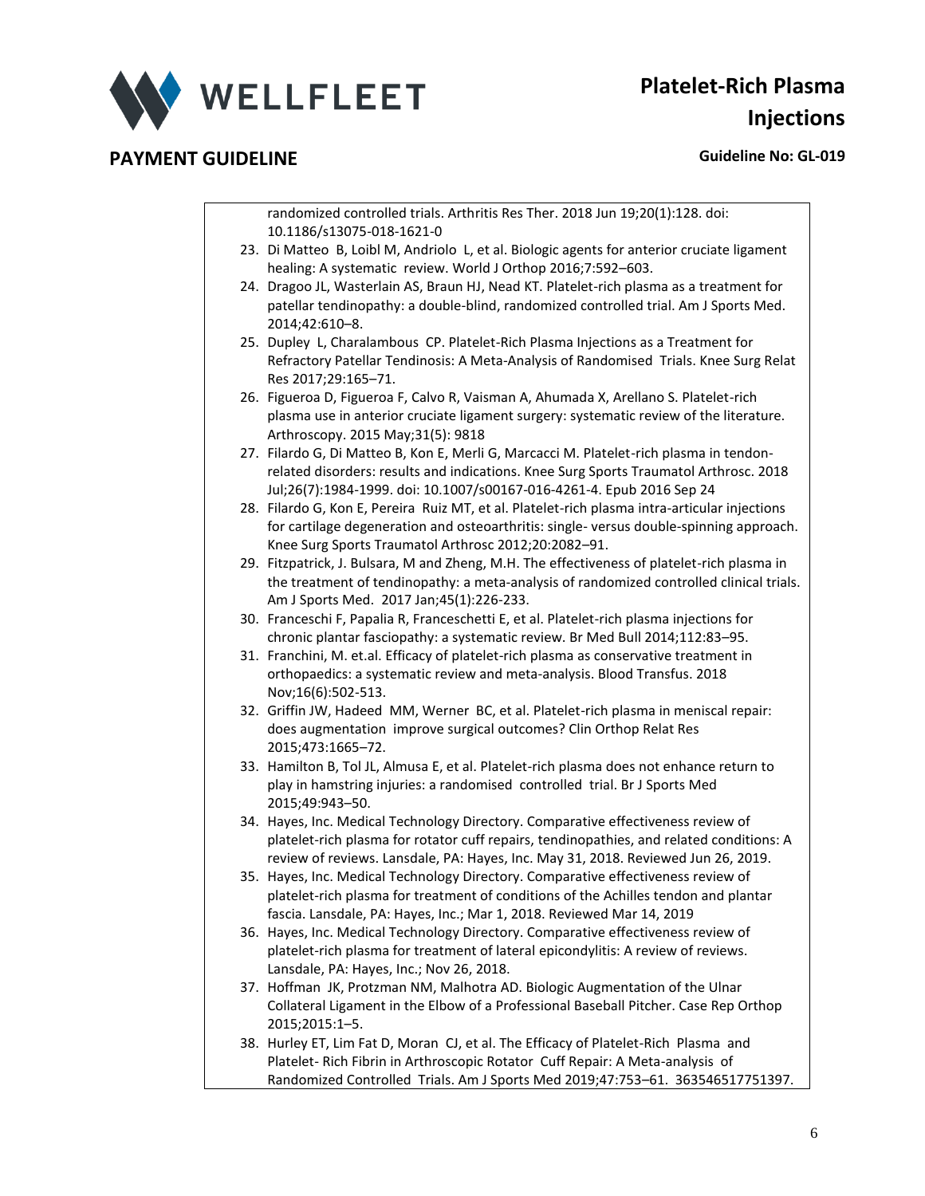randomized controlled trials. Arthritis Res Ther. 2018 Jun 19;20(1):128. doi: 10.1186/s13075-018-1621-0

23. Di Matteo B, Loibl M, Andriolo L, et al. Biologic agents for anterior cruciate ligament healing: A systematic review. World J Orthop 2016;7:592–603.
24. Dragoo JL, Wasterlain AS, Braun HJ, Nead KT. Platelet-rich plasma as a treatment for patellar tendinopathy: a double-blind, randomized controlled trial. Am J Sports Med. 2014;42:610–8.
25. Dupley L, Charalambous CP. Platelet-Rich Plasma Injections as a Treatment for Refractory Patellar Tendinosis: A Meta-Analysis of Randomised Trials. Knee Surg Relat Res 2017;29:165–71.
26. Figueroa D, Figueroa F, Calvo R, Vaisman A, Ahumada X, Arellano S. Platelet-rich plasma use in anterior cruciate ligament surgery: systematic review of the literature. Arthroscopy. 2015 May;31(5): 9818
27. Filardo G, Di Matteo B, Kon E, Merli G, Marcacci M. Platelet-rich plasma in tendon-related disorders: results and indications. Knee Surg Sports Traumatol Arthrosc. 2018 Jul;26(7):1984-1999. doi: 10.1007/s00167-016-4261-4. Epub 2016 Sep 24
28. Filardo G, Kon E, Pereira Ruiz MT, et al. Platelet-rich plasma intra-articular injections for cartilage degeneration and osteoarthritis: single- versus double-spinning approach. Knee Surg Sports Traumatol Arthrosc 2012;20:2082–91.
29. Fitzpatrick, J. Bulsara, M and Zheng, M.H. The effectiveness of platelet-rich plasma in the treatment of tendinopathy: a meta-analysis of randomized controlled clinical trials. Am J Sports Med. 2017 Jan;45(1):226-233.
30. Franceschi F, Papalia R, Franceschetti E, et al. Platelet-rich plasma injections for chronic plantar fasciopathy: a systematic review. Br Med Bull 2014;112:83–95.
31. Franchini, M. et.al. Efficacy of platelet-rich plasma as conservative treatment in orthopaedics: a systematic review and meta-analysis. Blood Transfus. 2018 Nov;16(6):502-513.
32. Griffin JW, Hadeed MM, Werner BC, et al. Platelet-rich plasma in meniscal repair: does augmentation improve surgical outcomes? Clin Orthop Relat Res 2015;473:1665–72.
33. Hamilton B, Tol JL, Almusa E, et al. Platelet-rich plasma does not enhance return to play in hamstring injuries: a randomised controlled trial. Br J Sports Med 2015;49:943–50.
34. Hayes, Inc. Medical Technology Directory. Comparative effectiveness review of platelet-rich plasma for rotator cuff repairs, tendinopathies, and related conditions: A review of reviews. Lansdale, PA: Hayes, Inc. May 31, 2018. Reviewed Jun 26, 2019.
35. Hayes, Inc. Medical Technology Directory. Comparative effectiveness review of platelet-rich plasma for treatment of conditions of the Achilles tendon and plantar fascia. Lansdale, PA: Hayes, Inc.; Mar 1, 2018. Reviewed Mar 14, 2019
36. Hayes, Inc. Medical Technology Directory. Comparative effectiveness review of platelet-rich plasma for treatment of lateral epicondylitis: A review of reviews. Lansdale, PA: Hayes, Inc.; Nov 26, 2018.
37. Hoffman JK, Protzman NM, Malhotra AD. Biologic Augmentation of the Ulnar Collateral Ligament in the Elbow of a Professional Baseball Pitcher. Case Rep Orthop 2015;2015:1–5.
38. Hurley ET, Lim Fat D, Moran CJ, et al. The Efficacy of Platelet-Rich Plasma and Platelet- Rich Fibrin in Arthroscopic Rotator Cuff Repair: A Meta-analysis of Randomized Controlled Trials. Am J Sports Med 2019;47:753–61. 363546517751397.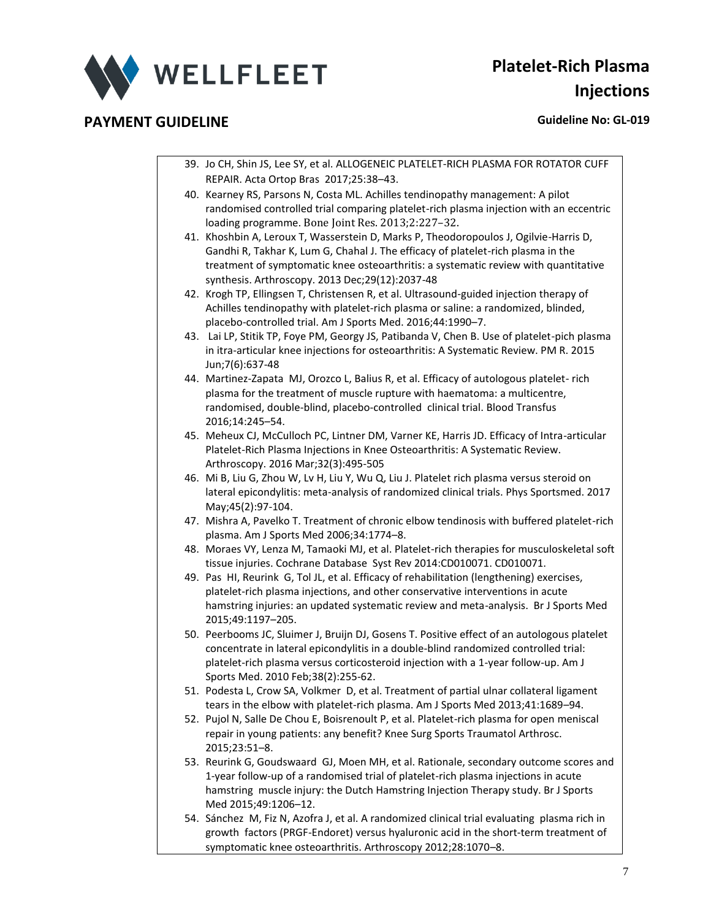39. Jo CH, Shin JS, Lee SY, et al. ALLOGENEIC PLATELET-RICH PLASMA FOR ROTATOR CUFF REPAIR. Acta Ortop Bras 2017;25:38–43.
40. Kearney RS, Parsons N, Costa ML. Achilles tendinopathy management: A pilot randomised controlled trial comparing platelet-rich plasma injection with an eccentric loading programme. Bone Joint Res. 2013;2:227–32.
41. Khoshbin A, Leroux T, Wasserstein D, Marks P, Theodoropoulos J, Ogilvie-Harris D, Gandhi R, Takhar K, Lum G, Chahal J. The efficacy of platelet-rich plasma in the treatment of symptomatic knee osteoarthritis: a systematic review with quantitative synthesis. Arthroscopy. 2013 Dec;29(12):2037-48
42. Krogh TP, Ellingsen T, Christensen R, et al. Ultrasound-guided injection therapy of Achilles tendinopathy with platelet-rich plasma or saline: a randomized, blinded, placebo-controlled trial. Am J Sports Med. 2016;44:1990–7.
43. Lai LP, Stitik TP, Foye PM, Georgy JS, Patibanda V, Chen B. Use of platelet-pich plasma in itra-articular knee injections for osteoarthritis: A Systematic Review. PM R. 2015 Jun;7(6):637-48
44. Martinez-Zapata MJ, Orozco L, Balius R, et al. Efficacy of autologous platelet- rich plasma for the treatment of muscle rupture with haematoma: a multicentre, randomised, double-blind, placebo-controlled clinical trial. Blood Transfus 2016;14:245–54.
45. Meheux CJ, McCulloch PC, Lintner DM, Varner KE, Harris JD. Efficacy of Intra-articular Platelet-Rich Plasma Injections in Knee Osteoarthritis: A Systematic Review. Arthroscopy. 2016 Mar;32(3):495-505
46. Mi B, Liu G, Zhou W, Lv H, Liu Y, Wu Q, Liu J. Platelet rich plasma versus steroid on lateral epicondylitis: meta-analysis of randomized clinical trials. Phys Sportsmed. 2017 May;45(2):97-104.
47. Mishra A, Pavelko T. Treatment of chronic elbow tendinosis with buffered platelet-rich plasma. Am J Sports Med 2006;34:1774–8.
48. Moraes VY, Lenza M, Tamaoki MJ, et al. Platelet-rich therapies for musculoskeletal soft tissue injuries. Cochrane Database Syst Rev 2014:CD010071. CD010071.
49. Pas HI, Reurink G, Tol JL, et al. Efficacy of rehabilitation (lengthening) exercises, platelet-rich plasma injections, and other conservative interventions in acute hamstring injuries: an updated systematic review and meta-analysis. Br J Sports Med 2015;49:1197–205.
50. Peerbooms JC, Sluimer J, Bruijn DJ, Gosens T. Positive effect of an autologous platelet concentrate in lateral epicondylitis in a double-blind randomized controlled trial: platelet-rich plasma versus corticosteroid injection with a 1-year follow-up. Am J Sports Med. 2010 Feb;38(2):255-62.
51. Podesta L, Crow SA, Volkmer D, et al. Treatment of partial ulnar collateral ligament tears in the elbow with platelet-rich plasma. Am J Sports Med 2013;41:1689–94.
52. Pujol N, Salle De Chou E, Boisrenoult P, et al. Platelet-rich plasma for open meniscal repair in young patients: any benefit? Knee Surg Sports Traumatol Arthrosc. 2015;23:51–8.
53. Reurink G, Goudswaard GJ, Moen MH, et al. Rationale, secondary outcome scores and 1-year follow-up of a randomised trial of platelet-rich plasma injections in acute hamstring muscle injury: the Dutch Hamstring Injection Therapy study. Br J Sports Med 2015;49:1206–12.
54. Sánchez M, Fiz N, Azofra J, et al. A randomized clinical trial evaluating plasma rich in growth factors (PRGF-Endoret) versus hyaluronic acid in the short-term treatment of symptomatic knee osteoarthritis. Arthroscopy 2012;28:1070–8.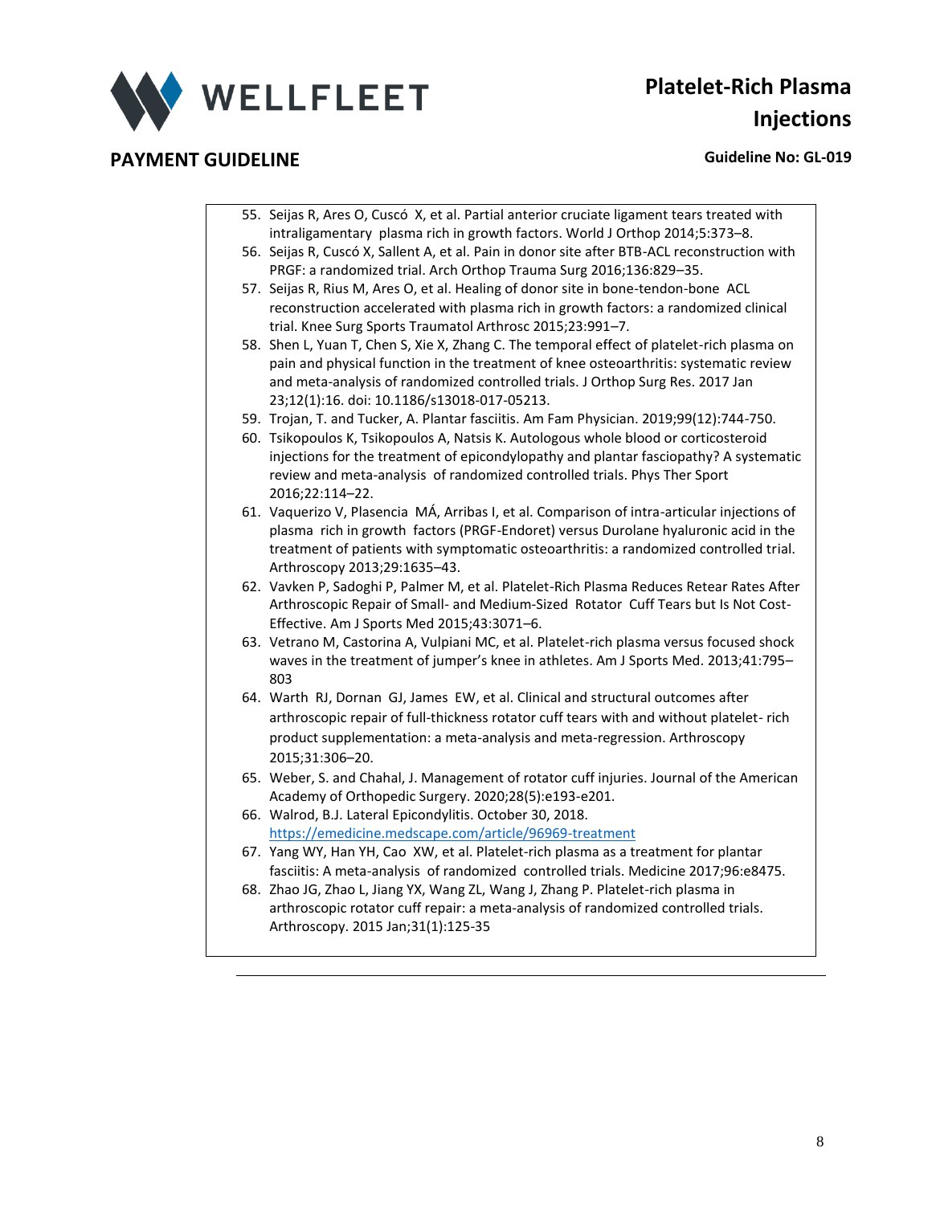55. Seijas R, Ares O, Cuscó X, et al. Partial anterior cruciate ligament tears treated with intraligamentary plasma rich in growth factors. World J Orthop 2014;5:373–8.
56. Seijas R, Cuscó X, Sallent A, et al. Pain in donor site after BTB-ACL reconstruction with PRGF: a randomized trial. Arch Orthop Trauma Surg 2016;136:829–35.
57. Seijas R, Rius M, Ares O, et al. Healing of donor site in bone-tendon-bone ACL reconstruction accelerated with plasma rich in growth factors: a randomized clinical trial. Knee Surg Sports Traumatol Arthrosc 2015;23:991–7.
58. Shen L, Yuan T, Chen S, Xie X, Zhang C. The temporal effect of platelet-rich plasma on pain and physical function in the treatment of knee osteoarthritis: systematic review and meta-analysis of randomized controlled trials. J Orthop Surg Res. 2017 Jan 23;12(1):16. doi: 10.1186/s13018-017-05213.
59. Trojan, T. and Tucker, A. Plantar fasciitis. Am Fam Physician. 2019;99(12):744-750.
60. Tsikopoulos K, Tsikopoulos A, Natsis K. Autologous whole blood or corticosteroid injections for the treatment of epicondylopathy and plantar fasciopathy? A systematic review and meta-analysis of randomized controlled trials. Phys Ther Sport 2016;22:114–22.
61. Vaquerizo V, Plasencia MÁ, Arribas I, et al. Comparison of intra-articular injections of plasma rich in growth factors (PRGF-Endoret) versus Durolane hyaluronic acid in the treatment of patients with symptomatic osteoarthritis: a randomized controlled trial. Arthroscopy 2013;29:1635–43.
62. Vavken P, Sadoghi P, Palmer M, et al. Platelet-Rich Plasma Reduces Retear Rates After Arthroscopic Repair of Small- and Medium-Sized Rotator Cuff Tears but Is Not Cost-Effective. Am J Sports Med 2015;43:3071–6.
63. Vetrano M, Castorina A, Vulpiani MC, et al. Platelet-rich plasma versus focused shock waves in the treatment of jumper's knee in athletes. Am J Sports Med. 2013;41:795–803
64. Warth RJ, Dornan GJ, James EW, et al. Clinical and structural outcomes after arthroscopic repair of full-thickness rotator cuff tears with and without platelet- rich product supplementation: a meta-analysis and meta-regression. Arthroscopy 2015;31:306–20.
65. Weber, S. and Chahal, J. Management of rotator cuff injuries. Journal of the American Academy of Orthopedic Surgery. 2020;28(5):e193-e201.
66. Walrod, B.J. Lateral Epicondylitis. October 30, 2018. https://emedicine.medscape.com/article/96969-treatment
67. Yang WY, Han YH, Cao XW, et al. Platelet-rich plasma as a treatment for plantar fasciitis: A meta-analysis of randomized controlled trials. Medicine 2017;96:e8475.
68. Zhao JG, Zhao L, Jiang YX, Wang ZL, Wang J, Zhang P. Platelet-rich plasma in arthroscopic rotator cuff repair: a meta-analysis of randomized controlled trials. Arthroscopy. 2015 Jan;31(1):125-35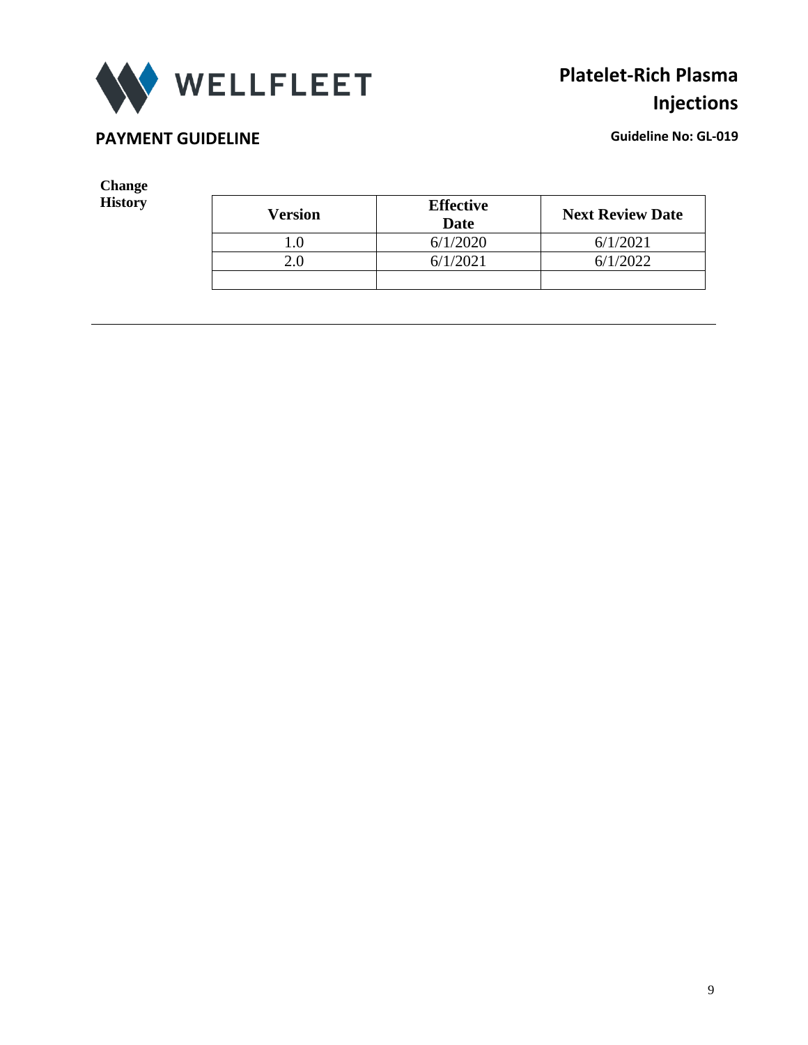**Change History**

| Version | Effective Date | Next Review Date |
|---|---|---|
| 1.0 | 6/1/2020 | 6/1/2021 |
| 2.0 | 6/1/2021 | 6/1/2022 |
| | | |